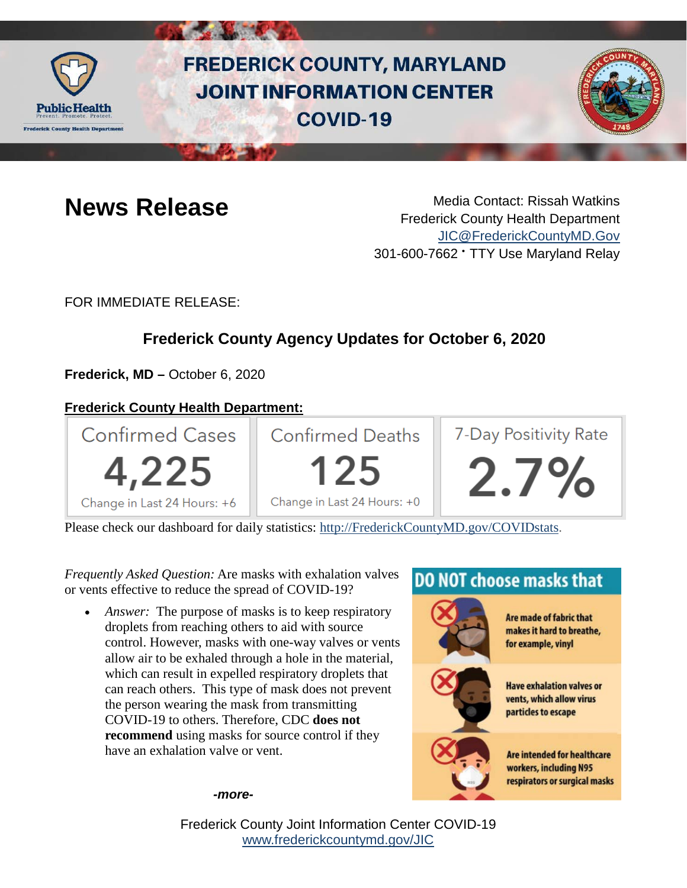# FREDERICK COUNTY, MARYLAND JOINT INFORMATION CENTER COVID-19

## News Release

Media Contact: Rissah Watkins
Frederick County Health Department
JIC@FrederickCountyMD.Gov
301-600-7662 • TTY Use Maryland Relay

FOR IMMEDIATE RELEASE:

### Frederick County Agency Updates for October 6, 2020

**Frederick, MD –** October 6, 2020

**Frederick County Health Department:**

| Confirmed Cases | Confirmed Deaths | 7-Day Positivity Rate |
| --- | --- | --- |
| 4,225 | 125 | 2.7% |
| Change in Last 24 Hours: +6 | Change in Last 24 Hours: +0 | |

Please check our dashboard for daily statistics: http://FrederickCountyMD.gov/COVIDstats.

*Frequently Asked Question:* Are masks with exhalation valves or vents effective to reduce the spread of COVID-19?

- *Answer:* The purpose of masks is to keep respiratory droplets from reaching others to aid with source control. However, masks with one-way valves or vents allow air to be exhaled through a hole in the material, which can result in expelled respiratory droplets that can reach others. This type of mask does not prevent the person wearing the mask from transmitting COVID-19 to others. Therefore, CDC **does not recommend** using masks for source control if they have an exhalation valve or vent.

**DO NOT choose masks that**

- Are made of fabric that makes it hard to breathe, for example, vinyl
- Have exhalation valves or vents, which allow virus particles to escape
- Are intended for healthcare workers, including N95 respirators or surgical masks

*-more-*

Frederick County Joint Information Center COVID-19
www.frederickcountymd.gov/JIC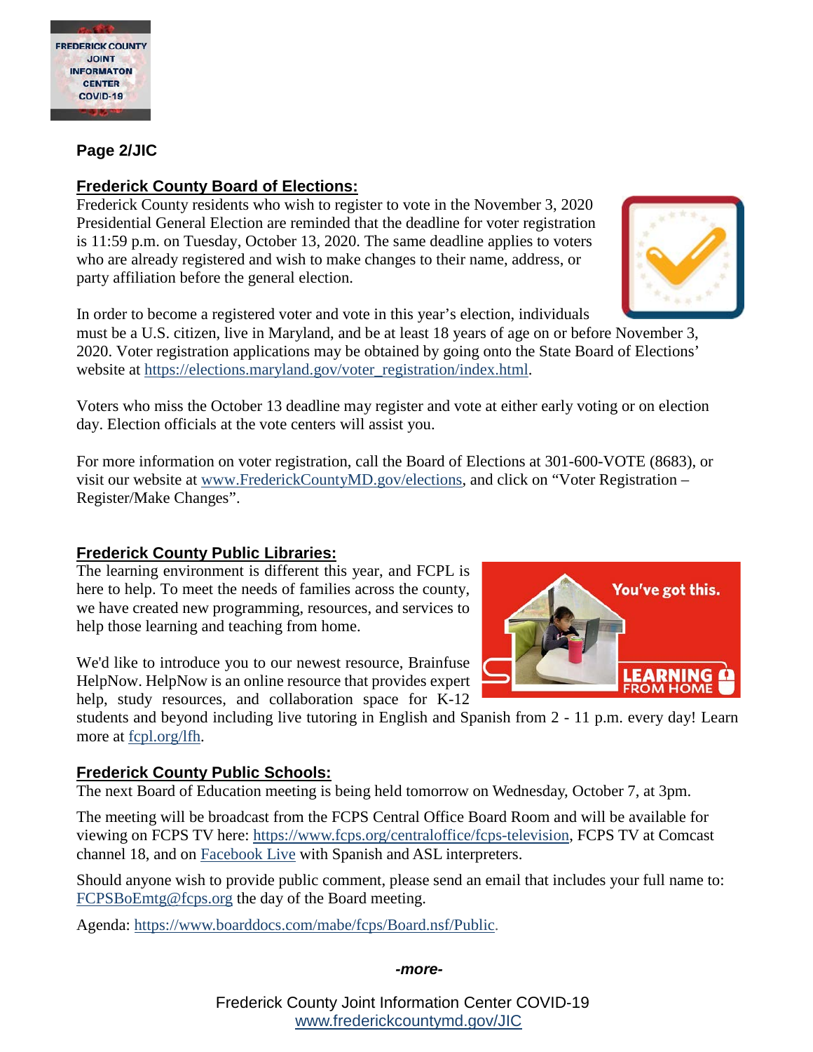**Page 2/JIC**

## Frederick County Board of Elections:

Frederick County residents who wish to register to vote in the November 3, 2020 Presidential General Election are reminded that the deadline for voter registration is 11:59 p.m. on Tuesday, October 13, 2020. The same deadline applies to voters who are already registered and wish to make changes to their name, address, or party affiliation before the general election.

In order to become a registered voter and vote in this year's election, individuals must be a U.S. citizen, live in Maryland, and be at least 18 years of age on or before November 3, 2020. Voter registration applications may be obtained by going onto the State Board of Elections' website at https://elections.maryland.gov/voter_registration/index.html.

Voters who miss the October 13 deadline may register and vote at either early voting or on election day. Election officials at the vote centers will assist you.

For more information on voter registration, call the Board of Elections at 301-600-VOTE (8683), or visit our website at www.FrederickCountyMD.gov/elections, and click on "Voter Registration – Register/Make Changes".

## Frederick County Public Libraries:

The learning environment is different this year, and FCPL is here to help. To meet the needs of families across the county, we have created new programming, resources, and services to help those learning and teaching from home.

We'd like to introduce you to our newest resource, Brainfuse HelpNow. HelpNow is an online resource that provides expert help, study resources, and collaboration space for K-12 students and beyond including live tutoring in English and Spanish from 2 - 11 p.m. every day! Learn more at fcpl.org/lfh.

## Frederick County Public Schools:

The next Board of Education meeting is being held tomorrow on Wednesday, October 7, at 3pm.

The meeting will be broadcast from the FCPS Central Office Board Room and will be available for viewing on FCPS TV here: https://www.fcps.org/centraloffice/fcps-television, FCPS TV at Comcast channel 18, and on Facebook Live with Spanish and ASL interpreters.

Should anyone wish to provide public comment, please send an email that includes your full name to: FCPSBoEmtg@fcps.org the day of the Board meeting.

Agenda: https://www.boarddocs.com/mabe/fcps/Board.nsf/Public.

***-more-***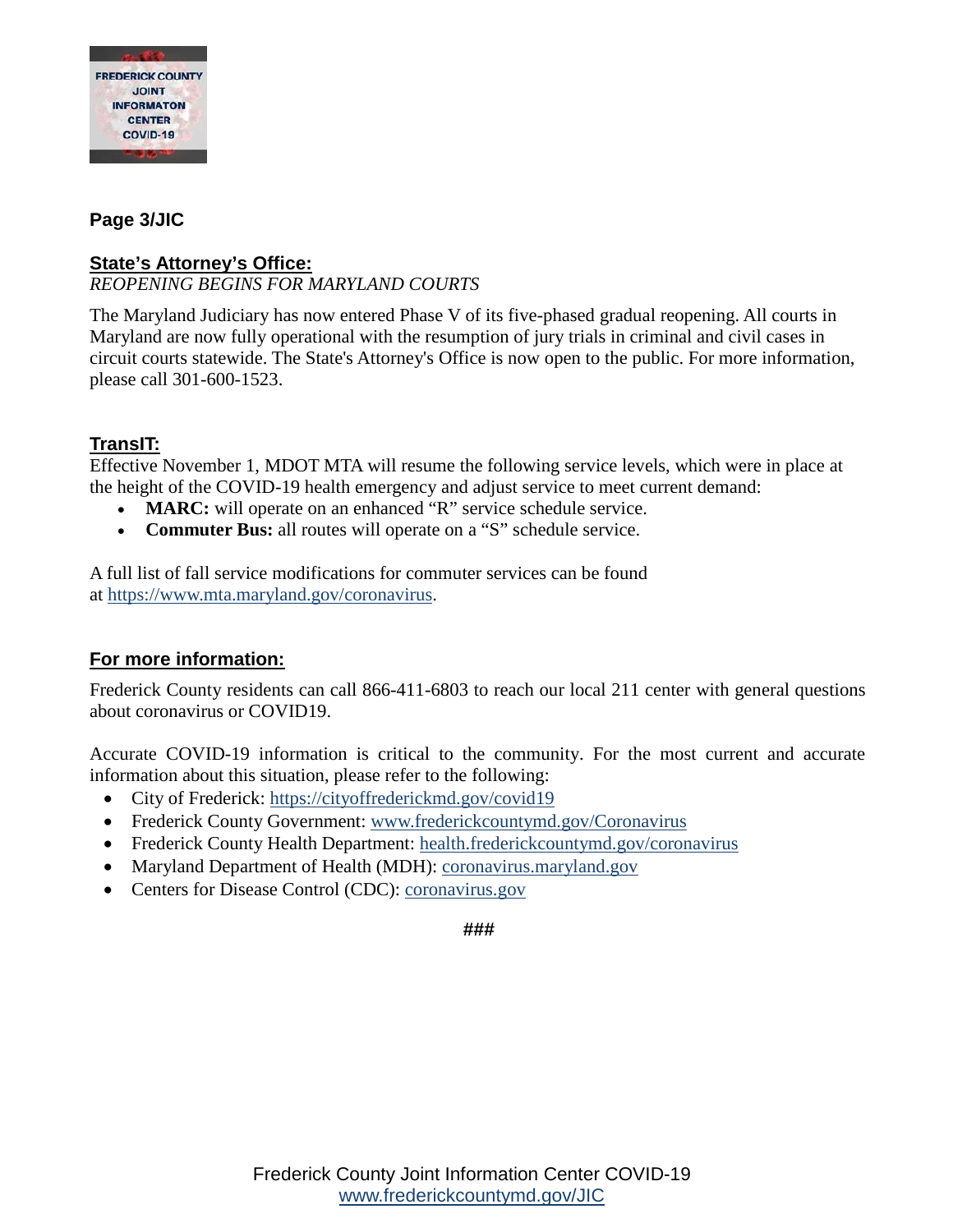**Page 3/JIC**

## State's Attorney's Office:

*REOPENING BEGINS FOR MARYLAND COURTS*

The Maryland Judiciary has now entered Phase V of its five-phased gradual reopening. All courts in Maryland are now fully operational with the resumption of jury trials in criminal and civil cases in circuit courts statewide. The State's Attorney's Office is now open to the public. For more information, please call 301-600-1523.

## TransIT:

Effective November 1, MDOT MTA will resume the following service levels, which were in place at the height of the COVID-19 health emergency and adjust service to meet current demand:

- **MARC:** will operate on an enhanced "R" service schedule service.
- **Commuter Bus:** all routes will operate on a "S" schedule service.

A full list of fall service modifications for commuter services can be found at https://www.mta.maryland.gov/coronavirus.

## For more information:

Frederick County residents can call 866-411-6803 to reach our local 211 center with general questions about coronavirus or COVID19.

Accurate COVID-19 information is critical to the community. For the most current and accurate information about this situation, please refer to the following:

- City of Frederick: https://cityoffrederickmd.gov/covid19
- Frederick County Government: www.frederickcountymd.gov/Coronavirus
- Frederick County Health Department: health.frederickcountymd.gov/coronavirus
- Maryland Department of Health (MDH): coronavirus.maryland.gov
- Centers for Disease Control (CDC): coronavirus.gov

###